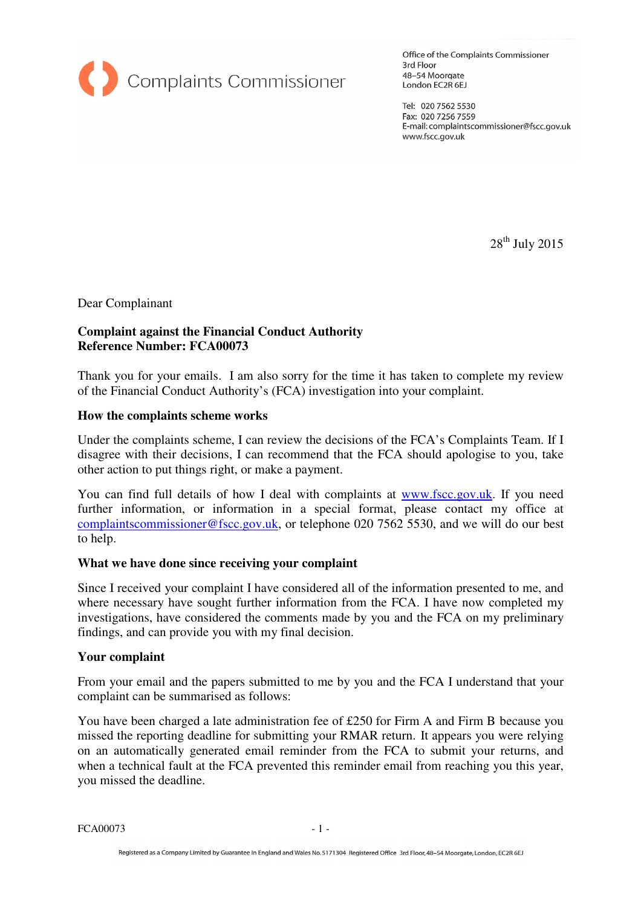Complaints Commissioner

Office of the Complaints Commissioner
3rd Floor
48–54 Moorgate
London EC2R 6EJ

Tel: 020 7562 5530
Fax: 020 7256 7559
E-mail: complaintscommissioner@fscc.gov.uk
www.fscc.gov.uk

28th July 2015

Dear Complainant

**Complaint against the Financial Conduct Authority**
**Reference Number: FCA00073**

Thank you for your emails. I am also sorry for the time it has taken to complete my review of the Financial Conduct Authority's (FCA) investigation into your complaint.

**How the complaints scheme works**

Under the complaints scheme, I can review the decisions of the FCA's Complaints Team. If I disagree with their decisions, I can recommend that the FCA should apologise to you, take other action to put things right, or make a payment.

You can find full details of how I deal with complaints at www.fscc.gov.uk. If you need further information, or information in a special format, please contact my office at complaintscommissioner@fscc.gov.uk, or telephone 020 7562 5530, and we will do our best to help.

**What we have done since receiving your complaint**

Since I received your complaint I have considered all of the information presented to me, and where necessary have sought further information from the FCA. I have now completed my investigations, have considered the comments made by you and the FCA on my preliminary findings, and can provide you with my final decision.

**Your complaint**

From your email and the papers submitted to me by you and the FCA I understand that your complaint can be summarised as follows:

You have been charged a late administration fee of £250 for Firm A and Firm B because you missed the reporting deadline for submitting your RMAR return. It appears you were relying on an automatically generated email reminder from the FCA to submit your returns, and when a technical fault at the FCA prevented this reminder email from reaching you this year, you missed the deadline.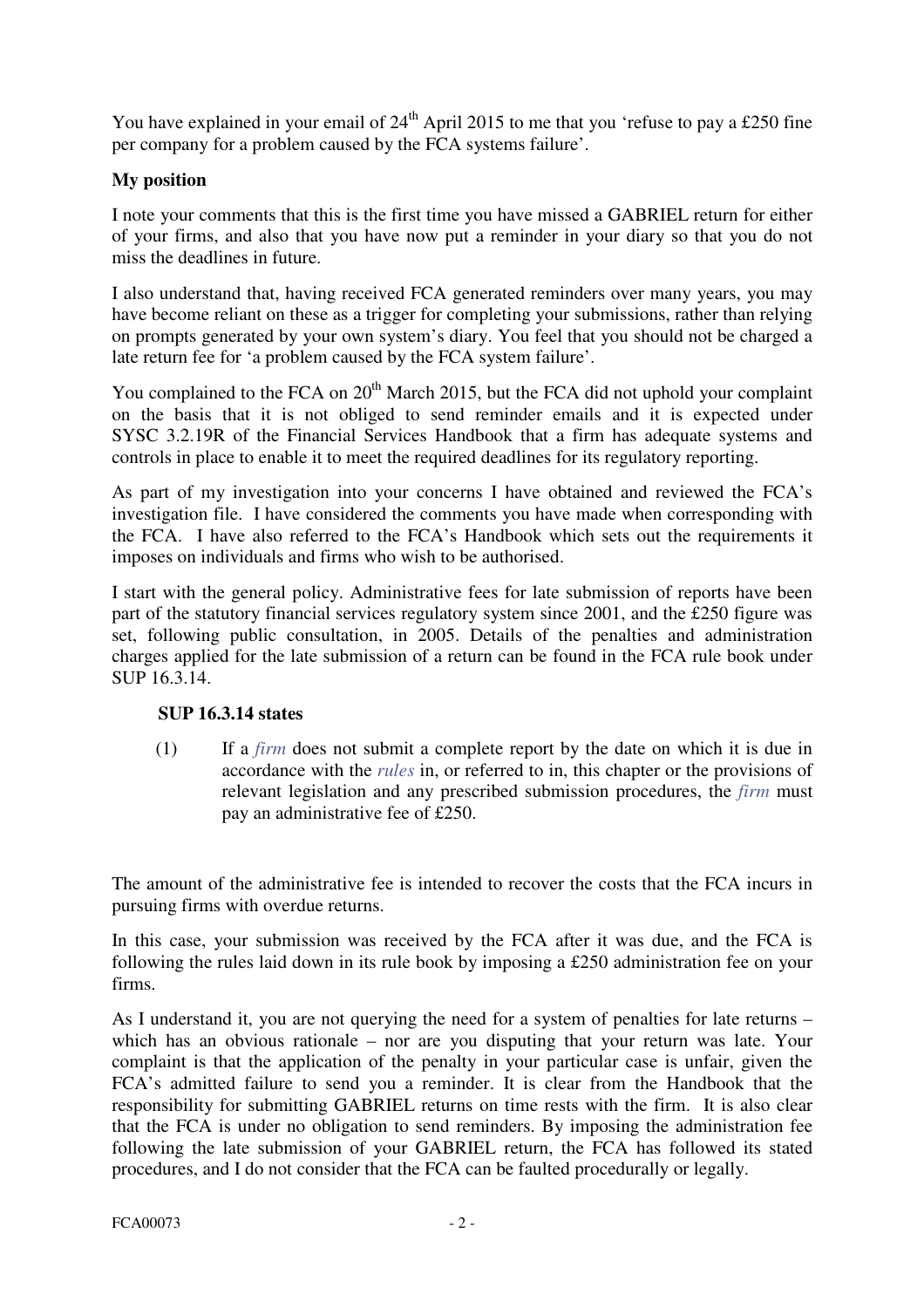You have explained in your email of 24th April 2015 to me that you 'refuse to pay a £250 fine per company for a problem caused by the FCA systems failure'.

**My position**

I note your comments that this is the first time you have missed a GABRIEL return for either of your firms, and also that you have now put a reminder in your diary so that you do not miss the deadlines in future.

I also understand that, having received FCA generated reminders over many years, you may have become reliant on these as a trigger for completing your submissions, rather than relying on prompts generated by your own system's diary. You feel that you should not be charged a late return fee for 'a problem caused by the FCA system failure'.

You complained to the FCA on 20th March 2015, but the FCA did not uphold your complaint on the basis that it is not obliged to send reminder emails and it is expected under SYSC 3.2.19R of the Financial Services Handbook that a firm has adequate systems and controls in place to enable it to meet the required deadlines for its regulatory reporting.

As part of my investigation into your concerns I have obtained and reviewed the FCA's investigation file. I have considered the comments you have made when corresponding with the FCA. I have also referred to the FCA's Handbook which sets out the requirements it imposes on individuals and firms who wish to be authorised.

I start with the general policy. Administrative fees for late submission of reports have been part of the statutory financial services regulatory system since 2001, and the £250 figure was set, following public consultation, in 2005. Details of the penalties and administration charges applied for the late submission of a return can be found in the FCA rule book under SUP 16.3.14.

**SUP 16.3.14 states**

(1) If a *firm* does not submit a complete report by the date on which it is due in accordance with the *rules* in, or referred to in, this chapter or the provisions of relevant legislation and any prescribed submission procedures, the *firm* must pay an administrative fee of £250.

The amount of the administrative fee is intended to recover the costs that the FCA incurs in pursuing firms with overdue returns.

In this case, your submission was received by the FCA after it was due, and the FCA is following the rules laid down in its rule book by imposing a £250 administration fee on your firms.

As I understand it, you are not querying the need for a system of penalties for late returns – which has an obvious rationale – nor are you disputing that your return was late. Your complaint is that the application of the penalty in your particular case is unfair, given the FCA's admitted failure to send you a reminder. It is clear from the Handbook that the responsibility for submitting GABRIEL returns on time rests with the firm. It is also clear that the FCA is under no obligation to send reminders. By imposing the administration fee following the late submission of your GABRIEL return, the FCA has followed its stated procedures, and I do not consider that the FCA can be faulted procedurally or legally.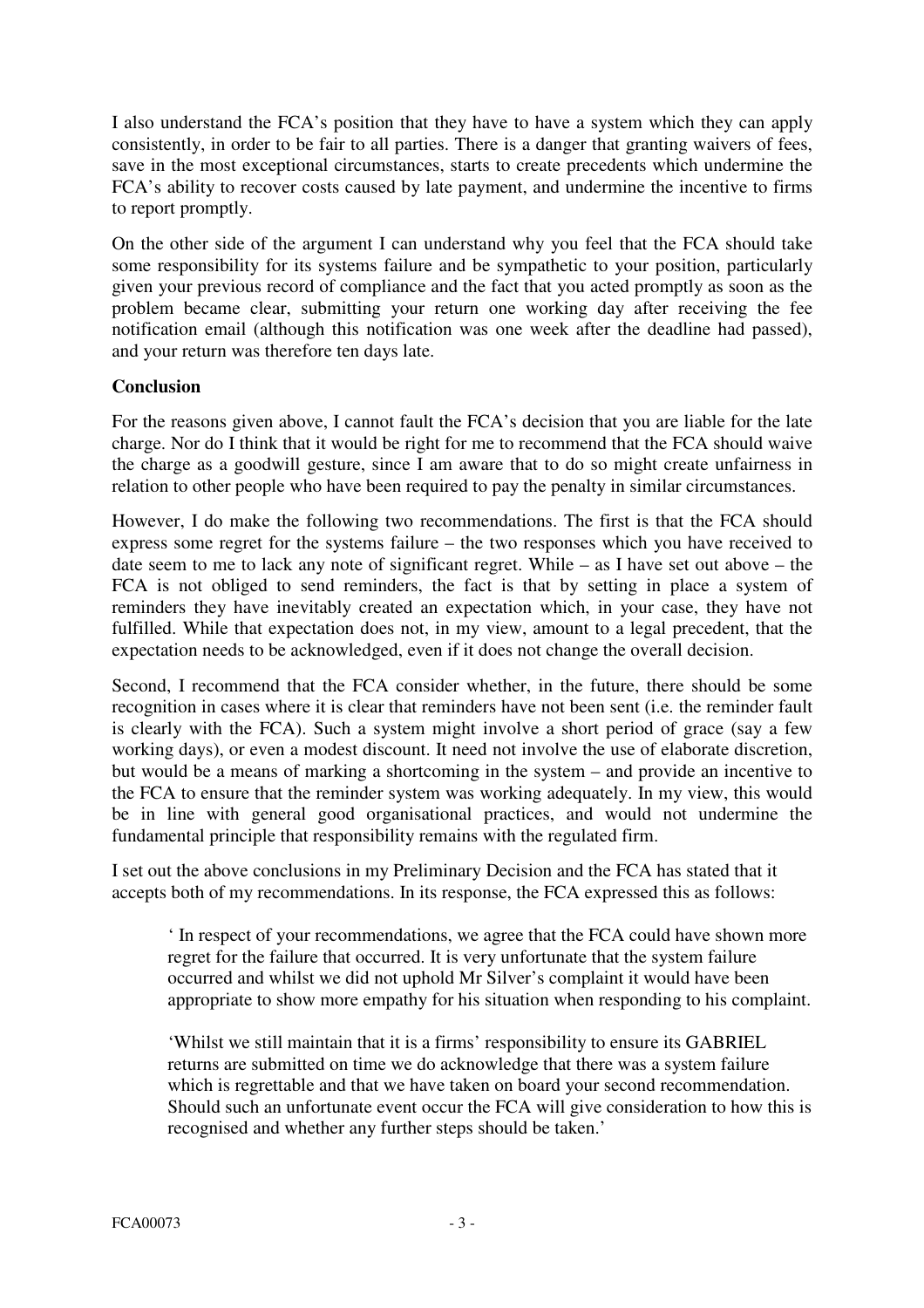I also understand the FCA's position that they have to have a system which they can apply consistently, in order to be fair to all parties. There is a danger that granting waivers of fees, save in the most exceptional circumstances, starts to create precedents which undermine the FCA's ability to recover costs caused by late payment, and undermine the incentive to firms to report promptly.

On the other side of the argument I can understand why you feel that the FCA should take some responsibility for its systems failure and be sympathetic to your position, particularly given your previous record of compliance and the fact that you acted promptly as soon as the problem became clear, submitting your return one working day after receiving the fee notification email (although this notification was one week after the deadline had passed), and your return was therefore ten days late.

**Conclusion**

For the reasons given above, I cannot fault the FCA's decision that you are liable for the late charge. Nor do I think that it would be right for me to recommend that the FCA should waive the charge as a goodwill gesture, since I am aware that to do so might create unfairness in relation to other people who have been required to pay the penalty in similar circumstances.

However, I do make the following two recommendations. The first is that the FCA should express some regret for the systems failure – the two responses which you have received to date seem to me to lack any note of significant regret. While – as I have set out above – the FCA is not obliged to send reminders, the fact is that by setting in place a system of reminders they have inevitably created an expectation which, in your case, they have not fulfilled. While that expectation does not, in my view, amount to a legal precedent, that the expectation needs to be acknowledged, even if it does not change the overall decision.

Second, I recommend that the FCA consider whether, in the future, there should be some recognition in cases where it is clear that reminders have not been sent (i.e. the reminder fault is clearly with the FCA). Such a system might involve a short period of grace (say a few working days), or even a modest discount. It need not involve the use of elaborate discretion, but would be a means of marking a shortcoming in the system – and provide an incentive to the FCA to ensure that the reminder system was working adequately. In my view, this would be in line with general good organisational practices, and would not undermine the fundamental principle that responsibility remains with the regulated firm.

I set out the above conclusions in my Preliminary Decision and the FCA has stated that it accepts both of my recommendations. In its response, the FCA expressed this as follows:

> ' In respect of your recommendations, we agree that the FCA could have shown more regret for the failure that occurred. It is very unfortunate that the system failure occurred and whilst we did not uphold Mr Silver's complaint it would have been appropriate to show more empathy for his situation when responding to his complaint.
>
> 'Whilst we still maintain that it is a firms' responsibility to ensure its GABRIEL returns are submitted on time we do acknowledge that there was a system failure which is regrettable and that we have taken on board your second recommendation. Should such an unfortunate event occur the FCA will give consideration to how this is recognised and whether any further steps should be taken.'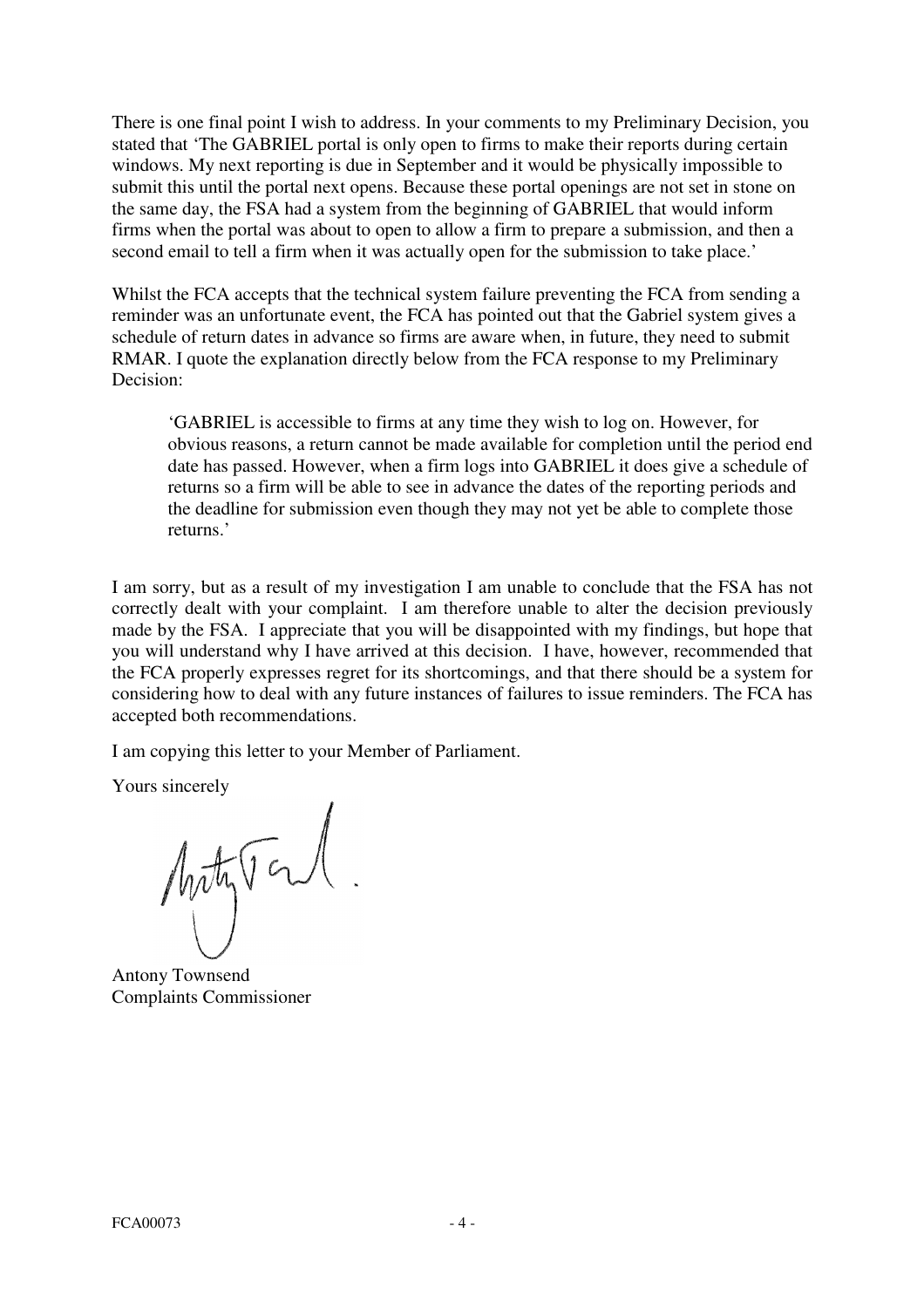There is one final point I wish to address. In your comments to my Preliminary Decision, you stated that 'The GABRIEL portal is only open to firms to make their reports during certain windows. My next reporting is due in September and it would be physically impossible to submit this until the portal next opens. Because these portal openings are not set in stone on the same day, the FSA had a system from the beginning of GABRIEL that would inform firms when the portal was about to open to allow a firm to prepare a submission, and then a second email to tell a firm when it was actually open for the submission to take place.'

Whilst the FCA accepts that the technical system failure preventing the FCA from sending a reminder was an unfortunate event, the FCA has pointed out that the Gabriel system gives a schedule of return dates in advance so firms are aware when, in future, they need to submit RMAR. I quote the explanation directly below from the FCA response to my Preliminary Decision:

> 'GABRIEL is accessible to firms at any time they wish to log on. However, for obvious reasons, a return cannot be made available for completion until the period end date has passed. However, when a firm logs into GABRIEL it does give a schedule of returns so a firm will be able to see in advance the dates of the reporting periods and the deadline for submission even though they may not yet be able to complete those returns.'

I am sorry, but as a result of my investigation I am unable to conclude that the FSA has not correctly dealt with your complaint. I am therefore unable to alter the decision previously made by the FSA. I appreciate that you will be disappointed with my findings, but hope that you will understand why I have arrived at this decision. I have, however, recommended that the FCA properly expresses regret for its shortcomings, and that there should be a system for considering how to deal with any future instances of failures to issue reminders. The FCA has accepted both recommendations.

I am copying this letter to your Member of Parliament.

Yours sincerely

Antony Townsend
Complaints Commissioner

FCA00073